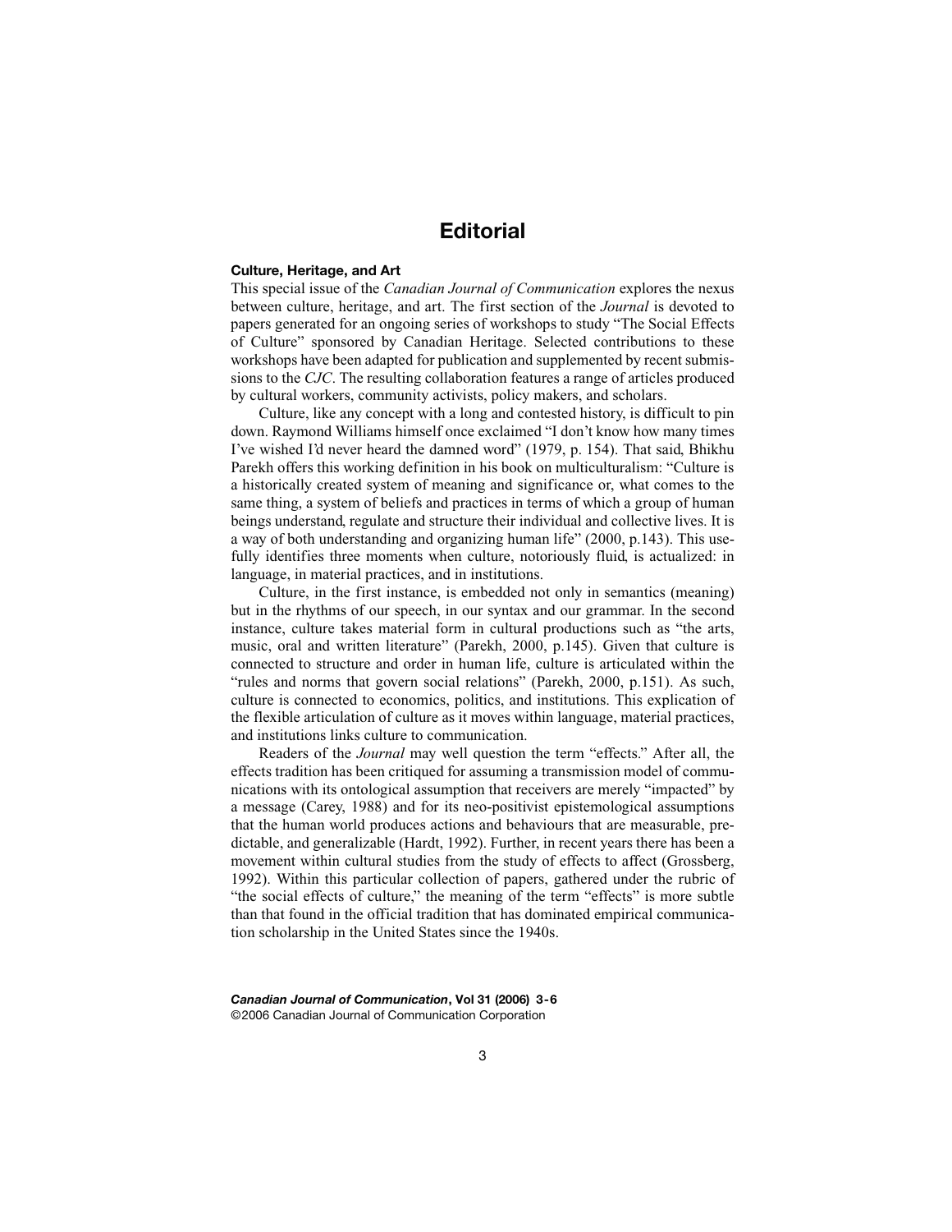# Editorial

## Culture, Heritage, and Art

This special issue of the *Canadian Journal of Communication* explores the nexus between culture, heritage, and art. The first section of the *Journal* is devoted to papers generated for an ongoing series of workshops to study "The Social Effects of Culture" sponsored by Canadian Heritage. Selected contributions to these workshops have been adapted for publication and supplemented by recent submissions to the *CJC*. The resulting collaboration features a range of articles produced by cultural workers, community activists, policy makers, and scholars.

Culture, like any concept with a long and contested history, is difficult to pin down. Raymond Williams himself once exclaimed "I don't know how many times I've wished I'd never heard the damned word" (1979, p. 154). That said, Bhikhu Parekh offers this working definition in his book on multiculturalism: "Culture is a historically created system of meaning and significance or, what comes to the same thing, a system of beliefs and practices in terms of which a group of human beings understand, regulate and structure their individual and collective lives. It is a way of both understanding and organizing human life" (2000, p.143). This usefully identifies three moments when culture, notoriously fluid, is actualized: in language, in material practices, and in institutions.

Culture, in the first instance, is embedded not only in semantics (meaning) but in the rhythms of our speech, in our syntax and our grammar. In the second instance, culture takes material form in cultural productions such as "the arts, music, oral and written literature" (Parekh, 2000, p.145). Given that culture is connected to structure and order in human life, culture is articulated within the "rules and norms that govern social relations" (Parekh, 2000, p.151). As such, culture is connected to economics, politics, and institutions. This explication of the flexible articulation of culture as it moves within language, material practices, and institutions links culture to communication.

Readers of the *Journal* may well question the term "effects." After all, the effects tradition has been critiqued for assuming a transmission model of communications with its ontological assumption that receivers are merely "impacted" by a message (Carey, 1988) and for its neo-positivist epistemological assumptions that the human world produces actions and behaviours that are measurable, predictable, and generalizable (Hardt, 1992). Further, in recent years there has been a movement within cultural studies from the study of effects to affect (Grossberg, 1992). Within this particular collection of papers, gathered under the rubric of "the social effects of culture," the meaning of the term "effects" is more subtle than that found in the official tradition that has dominated empirical communication scholarship in the United States since the 1940s.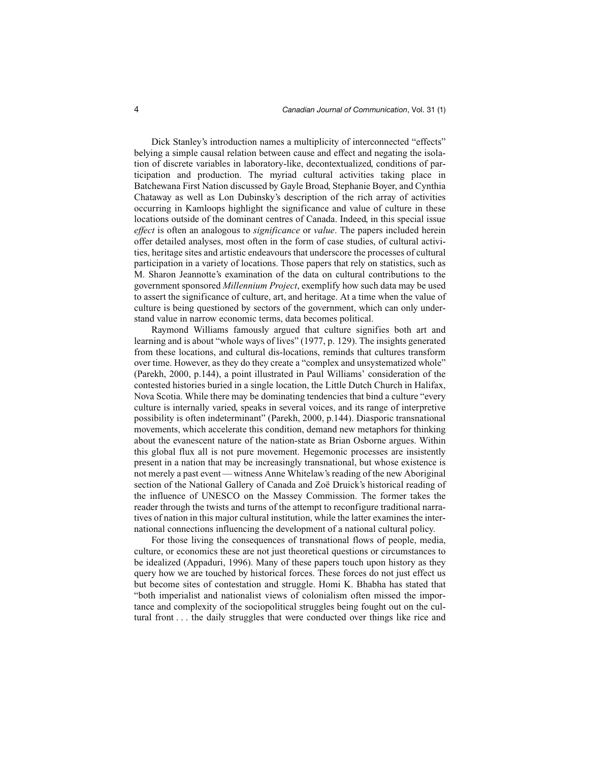Dick Stanley's introduction names a multiplicity of interconnected "effects" belying a simple causal relation between cause and effect and negating the isolation of discrete variables in laboratory-like, decontextualized, conditions of participation and production. The myriad cultural activities taking place in Batchewana First Nation discussed by Gayle Broad, Stephanie Boyer, and Cynthia Chataway as well as Lon Dubinsky's description of the rich array of activities occurring in Kamloops highlight the significance and value of culture in these locations outside of the dominant centres of Canada. Indeed, in this special issue *effect* is often an analogous to *significance* or *value*. The papers included herein offer detailed analyses, most often in the form of case studies, of cultural activities, heritage sites and artistic endeavours that underscore the processes of cultural participation in a variety of locations. Those papers that rely on statistics, such as M. Sharon Jeannotte's examination of the data on cultural contributions to the government sponsored *Millennium Project*, exemplify how such data may be used to assert the significance of culture, art, and heritage. At a time when the value of culture is being questioned by sectors of the government, which can only understand value in narrow economic terms, data becomes political.

Raymond Williams famously argued that culture signifies both art and learning and is about "whole ways of lives" (1977, p. 129). The insights generated from these locations, and cultural dis-locations, reminds that cultures transform over time. However, as they do they create a "complex and unsystematized whole" (Parekh, 2000, p.144), a point illustrated in Paul Williams' consideration of the contested histories buried in a single location, the Little Dutch Church in Halifax, Nova Scotia. While there may be dominating tendencies that bind a culture "every culture is internally varied, speaks in several voices, and its range of interpretive possibility is often indeterminant" (Parekh, 2000, p.144). Diasporic transnational movements, which accelerate this condition, demand new metaphors for thinking about the evanescent nature of the nation-state as Brian Osborne argues. Within this global flux all is not pure movement. Hegemonic processes are insistently present in a nation that may be increasingly transnational, but whose existence is not merely a past event — witness Anne Whitelaw's reading of the new Aboriginal section of the National Gallery of Canada and Zoë Druick's historical reading of the influence of UNESCO on the Massey Commission. The former takes the reader through the twists and turns of the attempt to reconfigure traditional narratives of nation in this major cultural institution, while the latter examines the international connections influencing the development of a national cultural policy.

For those living the consequences of transnational flows of people, media, culture, or economics these are not just theoretical questions or circumstances to be idealized (Appaduri, 1996). Many of these papers touch upon history as they query how we are touched by historical forces. These forces do not just effect us but become sites of contestation and struggle. Homi K. Bhabha has stated that "both imperialist and nationalist views of colonialism often missed the importance and complexity of the sociopolitical struggles being fought out on the cultural front . . . the daily struggles that were conducted over things like rice and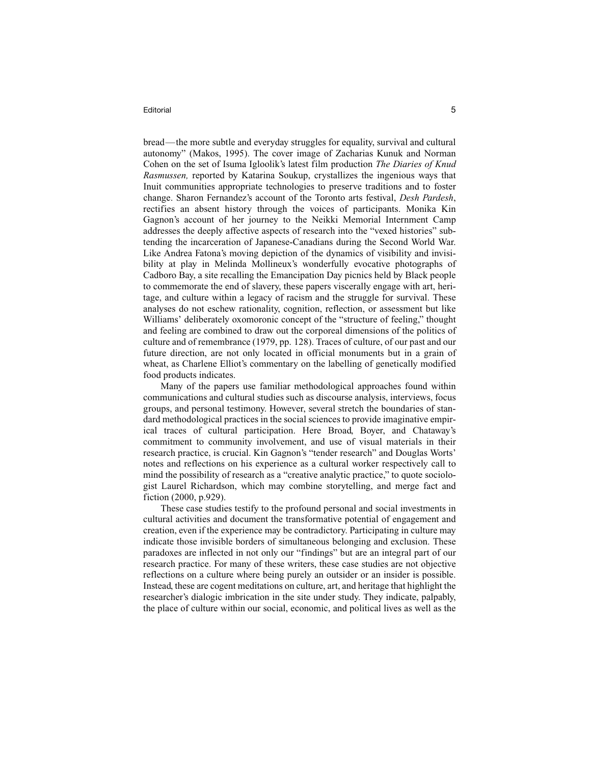bread—the more subtle and everyday struggles for equality, survival and cultural autonomy" (Makos, 1995). The cover image of Zacharias Kunuk and Norman Cohen on the set of Isuma Igloolik's latest film production *The Diaries of Knud Rasmussen,* reported by Katarina Soukup, crystallizes the ingenious ways that Inuit communities appropriate technologies to preserve traditions and to foster change. Sharon Fernandez's account of the Toronto arts festival, *Desh Pardesh*, rectifies an absent history through the voices of participants. Monika Kin Gagnon's account of her journey to the Neikki Memorial Internment Camp addresses the deeply affective aspects of research into the "vexed histories" subtending the incarceration of Japanese-Canadians during the Second World War. Like Andrea Fatona's moving depiction of the dynamics of visibility and invisibility at play in Melinda Mollineux's wonderfully evocative photographs of Cadboro Bay, a site recalling the Emancipation Day picnics held by Black people to commemorate the end of slavery, these papers viscerally engage with art, heritage, and culture within a legacy of racism and the struggle for survival. These analyses do not eschew rationality, cognition, reflection, or assessment but like Williams' deliberately oxomoronic concept of the "structure of feeling," thought and feeling are combined to draw out the corporeal dimensions of the politics of culture and of remembrance (1979, pp. 128). Traces of culture, of our past and our future direction, are not only located in official monuments but in a grain of wheat, as Charlene Elliot's commentary on the labelling of genetically modified food products indicates.

Many of the papers use familiar methodological approaches found within communications and cultural studies such as discourse analysis, interviews, focus groups, and personal testimony. However, several stretch the boundaries of standard methodological practices in the social sciences to provide imaginative empirical traces of cultural participation. Here Broad, Boyer, and Chataway's commitment to community involvement, and use of visual materials in their research practice, is crucial. Kin Gagnon's "tender research" and Douglas Worts' notes and reflections on his experience as a cultural worker respectively call to mind the possibility of research as a "creative analytic practice," to quote sociologist Laurel Richardson, which may combine storytelling, and merge fact and fiction (2000, p.929).

These case studies testify to the profound personal and social investments in cultural activities and document the transformative potential of engagement and creation, even if the experience may be contradictory. Participating in culture may indicate those invisible borders of simultaneous belonging and exclusion. These paradoxes are inflected in not only our "findings" but are an integral part of our research practice. For many of these writers, these case studies are not objective reflections on a culture where being purely an outsider or an insider is possible. Instead, these are cogent meditations on culture, art, and heritage that highlight the researcher's dialogic imbrication in the site under study. They indicate, palpably, the place of culture within our social, economic, and political lives as well as the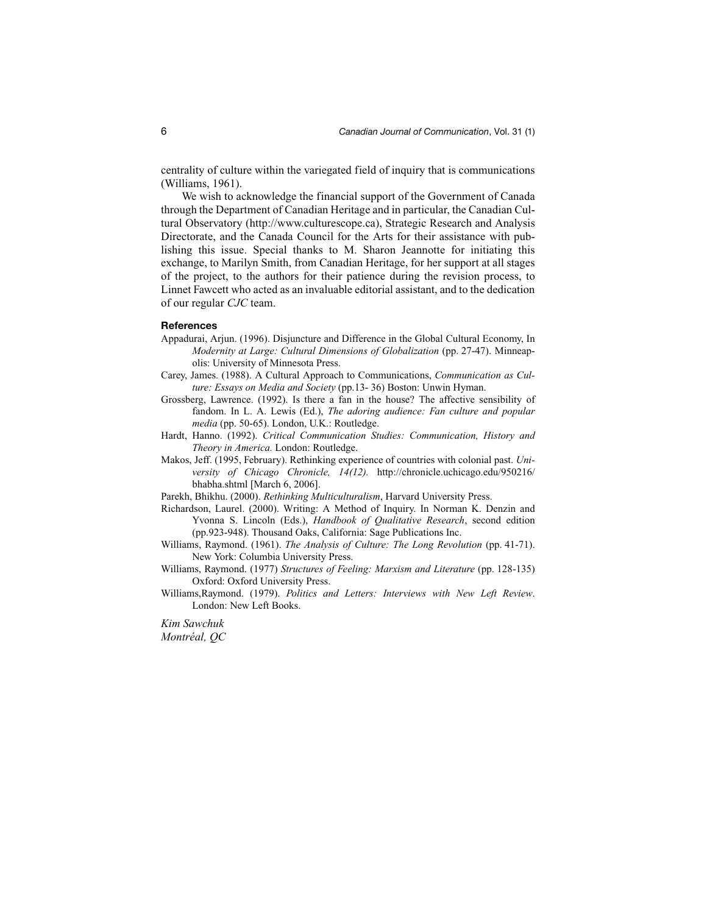centrality of culture within the variegated field of inquiry that is communications (Williams, 1961).

We wish to acknowledge the financial support of the Government of Canada through the Department of Canadian Heritage and in particular, the Canadian Cultural Observatory (http://www.culturescope.ca), Strategic Research and Analysis Directorate, and the Canada Council for the Arts for their assistance with publishing this issue. Special thanks to M. Sharon Jeannotte for initiating this exchange, to Marilyn Smith, from Canadian Heritage, for her support at all stages of the project, to the authors for their patience during the revision process, to Linnet Fawcett who acted as an invaluable editorial assistant, and to the dedication of our regular *CJC* team.

**References**

Appadurai, Arjun. (1996). Disjuncture and Difference in the Global Cultural Economy, In *Modernity at Large: Cultural Dimensions of Globalization* (pp. 27-47). Minneapolis: University of Minnesota Press.

Carey, James. (1988). A Cultural Approach to Communications, *Communication as Culture: Essays on Media and Society* (pp.13- 36) Boston: Unwin Hyman.

Grossberg, Lawrence. (1992). Is there a fan in the house? The affective sensibility of fandom. In L. A. Lewis (Ed.), *The adoring audience: Fan culture and popular media* (pp. 50-65). London, U.K.: Routledge.

Hardt, Hanno. (1992). *Critical Communication Studies: Communication, History and Theory in America.* London: Routledge.

Makos, Jeff. (1995, February). Rethinking experience of countries with colonial past. *University of Chicago Chronicle, 14(12).* http://chronicle.uchicago.edu/950216/bhabha.shtml [March 6, 2006].

Parekh, Bhikhu. (2000). *Rethinking Multiculturalism*, Harvard University Press.

Richardson, Laurel. (2000). Writing: A Method of Inquiry. In Norman K. Denzin and Yvonna S. Lincoln (Eds.), *Handbook of Qualitative Research*, second edition (pp.923-948). Thousand Oaks, California: Sage Publications Inc.

Williams, Raymond. (1961). *The Analysis of Culture: The Long Revolution* (pp. 41-71). New York: Columbia University Press.

Williams, Raymond. (1977) *Structures of Feeling: Marxism and Literature* (pp. 128-135) Oxford: Oxford University Press.

Williams,Raymond. (1979). *Politics and Letters: Interviews with New Left Review*. London: New Left Books.

*Kim Sawchuk*
*Montréal, QC*